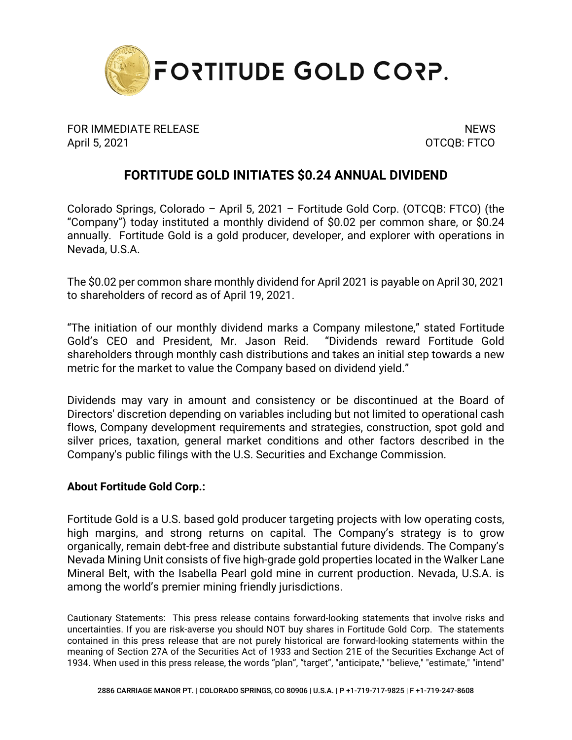# FORTITUDE GOLD CORP.

FOR IMMEDIATE RELEASE NEWS
April 5, 2021 OTCQB: FTCO

## FORTITUDE GOLD INITIATES $0.24 ANNUAL DIVIDEND

Colorado Springs, Colorado – April 5, 2021 – Fortitude Gold Corp. (OTCQB: FTCO) (the "Company") today instituted a monthly dividend of $0.02 per common share, or $0.24 annually. Fortitude Gold is a gold producer, developer, and explorer with operations in Nevada, U.S.A.

The $0.02 per common share monthly dividend for April 2021 is payable on April 30, 2021 to shareholders of record as of April 19, 2021.

"The initiation of our monthly dividend marks a Company milestone," stated Fortitude Gold's CEO and President, Mr. Jason Reid. "Dividends reward Fortitude Gold shareholders through monthly cash distributions and takes an initial step towards a new metric for the market to value the Company based on dividend yield."

Dividends may vary in amount and consistency or be discontinued at the Board of Directors' discretion depending on variables including but not limited to operational cash flows, Company development requirements and strategies, construction, spot gold and silver prices, taxation, general market conditions and other factors described in the Company's public filings with the U.S. Securities and Exchange Commission.

**About Fortitude Gold Corp.:**

Fortitude Gold is a U.S. based gold producer targeting projects with low operating costs, high margins, and strong returns on capital. The Company's strategy is to grow organically, remain debt-free and distribute substantial future dividends. The Company's Nevada Mining Unit consists of five high-grade gold properties located in the Walker Lane Mineral Belt, with the Isabella Pearl gold mine in current production. Nevada, U.S.A. is among the world's premier mining friendly jurisdictions.

Cautionary Statements: This press release contains forward-looking statements that involve risks and uncertainties. If you are risk-averse you should NOT buy shares in Fortitude Gold Corp. The statements contained in this press release that are not purely historical are forward-looking statements within the meaning of Section 27A of the Securities Act of 1933 and Section 21E of the Securities Exchange Act of 1934. When used in this press release, the words "plan", "target", "anticipate," "believe," "estimate," "intend"

2886 CARRIAGE MANOR PT. | COLORADO SPRINGS, CO 80906 | U.S.A. | P +1-719-717-9825 | F +1-719-247-8608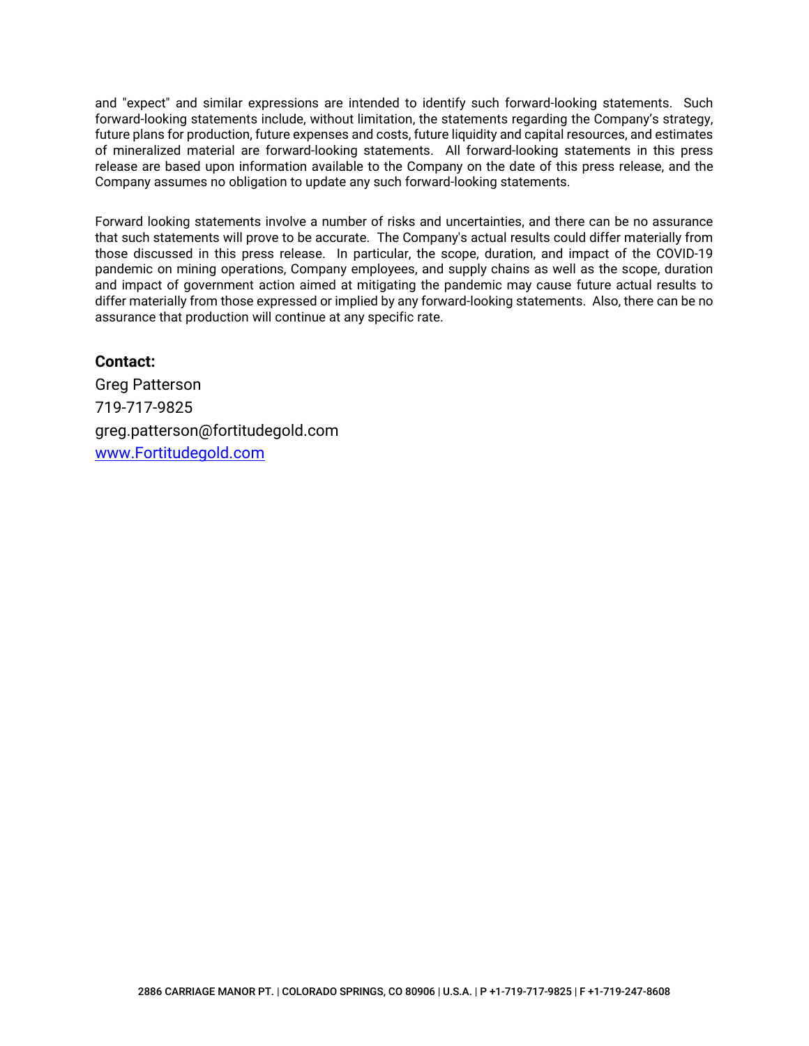and "expect" and similar expressions are intended to identify such forward-looking statements. Such forward-looking statements include, without limitation, the statements regarding the Company's strategy, future plans for production, future expenses and costs, future liquidity and capital resources, and estimates of mineralized material are forward-looking statements. All forward-looking statements in this press release are based upon information available to the Company on the date of this press release, and the Company assumes no obligation to update any such forward-looking statements.

Forward looking statements involve a number of risks and uncertainties, and there can be no assurance that such statements will prove to be accurate. The Company's actual results could differ materially from those discussed in this press release. In particular, the scope, duration, and impact of the COVID-19 pandemic on mining operations, Company employees, and supply chains as well as the scope, duration and impact of government action aimed at mitigating the pandemic may cause future actual results to differ materially from those expressed or implied by any forward-looking statements. Also, there can be no assurance that production will continue at any specific rate.

**Contact:**

Greg Patterson
719-717-9825
greg.patterson@fortitudegold.com
[www.Fortitudegold.com](http://www.Fortitudegold.com)